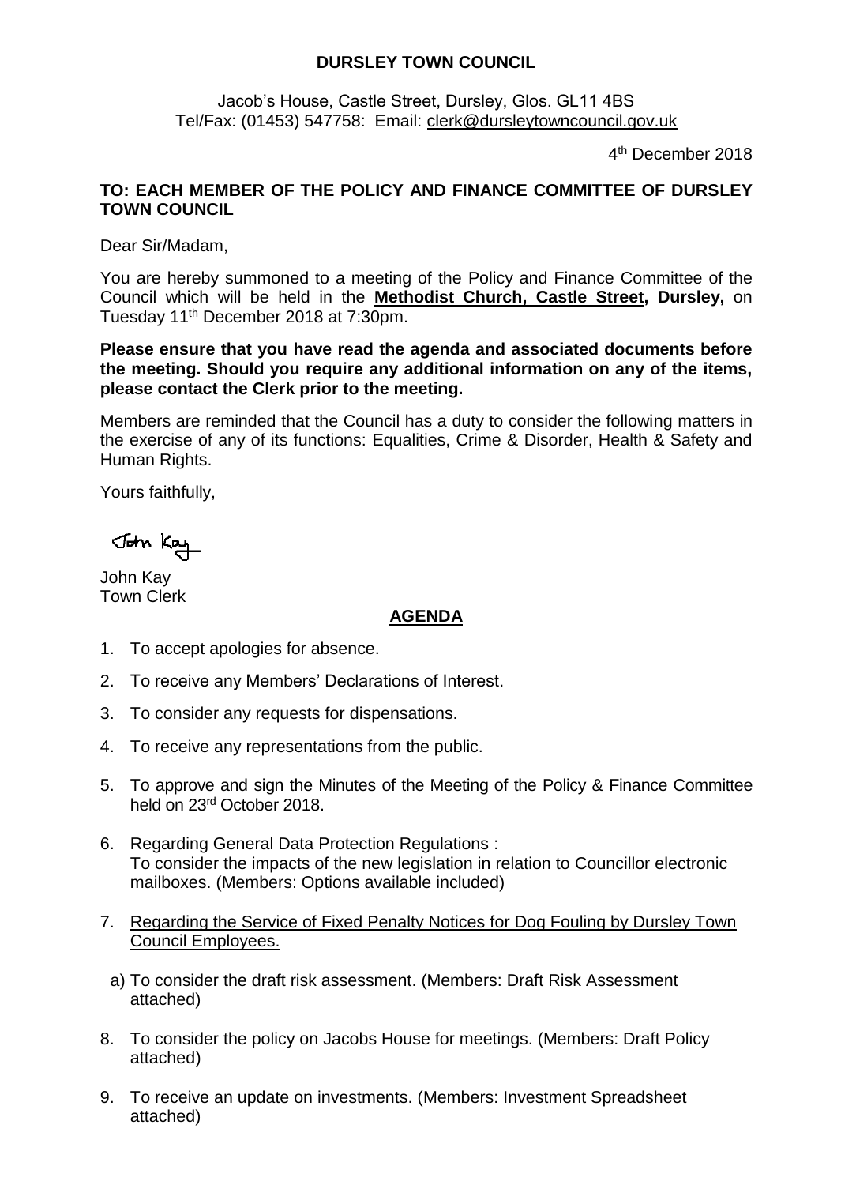**DURSLEY TOWN COUNCIL**

Jacob's House, Castle Street, Dursley, Glos. GL11 4BS
Tel/Fax: (01453) 547758: Email: clerk@dursleytowncouncil.gov.uk

4th December 2018

**TO: EACH MEMBER OF THE POLICY AND FINANCE COMMITTEE OF DURSLEY TOWN COUNCIL**

Dear Sir/Madam,

You are hereby summoned to a meeting of the Policy and Finance Committee of the Council which will be held in the **Methodist Church, Castle Street, Dursley,** on Tuesday 11th December 2018 at 7:30pm.

**Please ensure that you have read the agenda and associated documents before the meeting. Should you require any additional information on any of the items, please contact the Clerk prior to the meeting.**

Members are reminded that the Council has a duty to consider the following matters in the exercise of any of its functions: Equalities, Crime & Disorder, Health & Safety and Human Rights.

Yours faithfully,

John Kay

John Kay
Town Clerk

## AGENDA

1. To accept apologies for absence.
2. To receive any Members' Declarations of Interest.
3. To consider any requests for dispensations.
4. To receive any representations from the public.
5. To approve and sign the Minutes of the Meeting of the Policy & Finance Committee held on 23rd October 2018.
6. Regarding General Data Protection Regulations :
   To consider the impacts of the new legislation in relation to Councillor electronic mailboxes. (Members: Options available included)
7. Regarding the Service of Fixed Penalty Notices for Dog Fouling by Dursley Town Council Employees.
   a) To consider the draft risk assessment. (Members: Draft Risk Assessment attached)
8. To consider the policy on Jacobs House for meetings. (Members: Draft Policy attached)
9. To receive an update on investments. (Members: Investment Spreadsheet attached)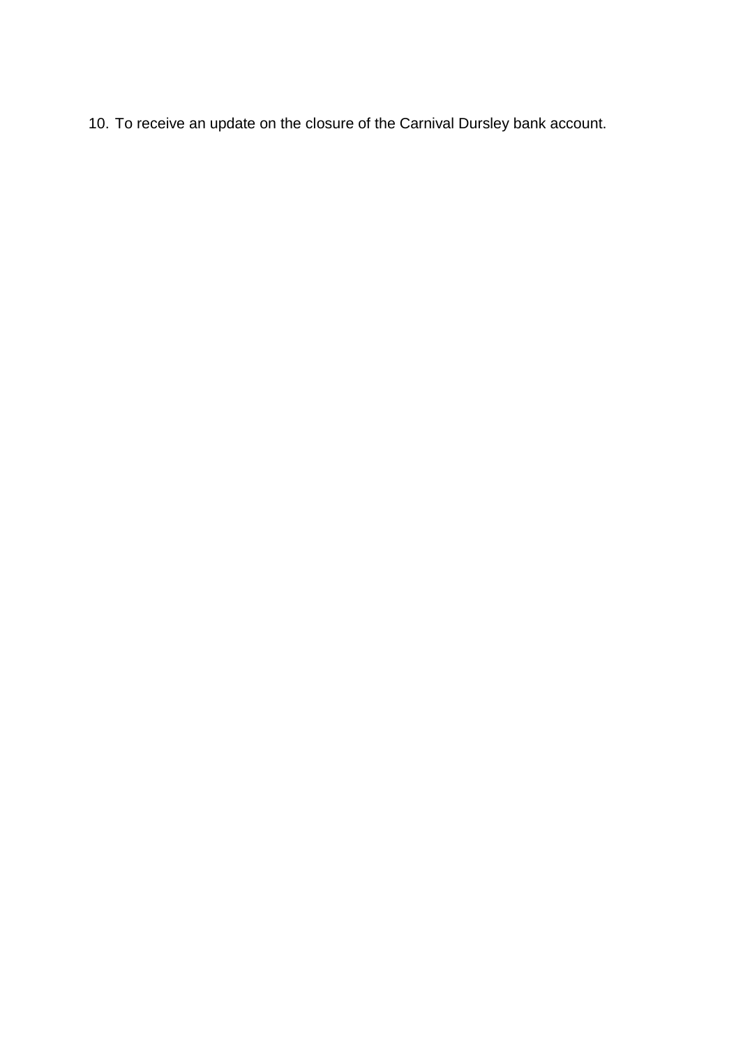10. To receive an update on the closure of the Carnival Dursley bank account.